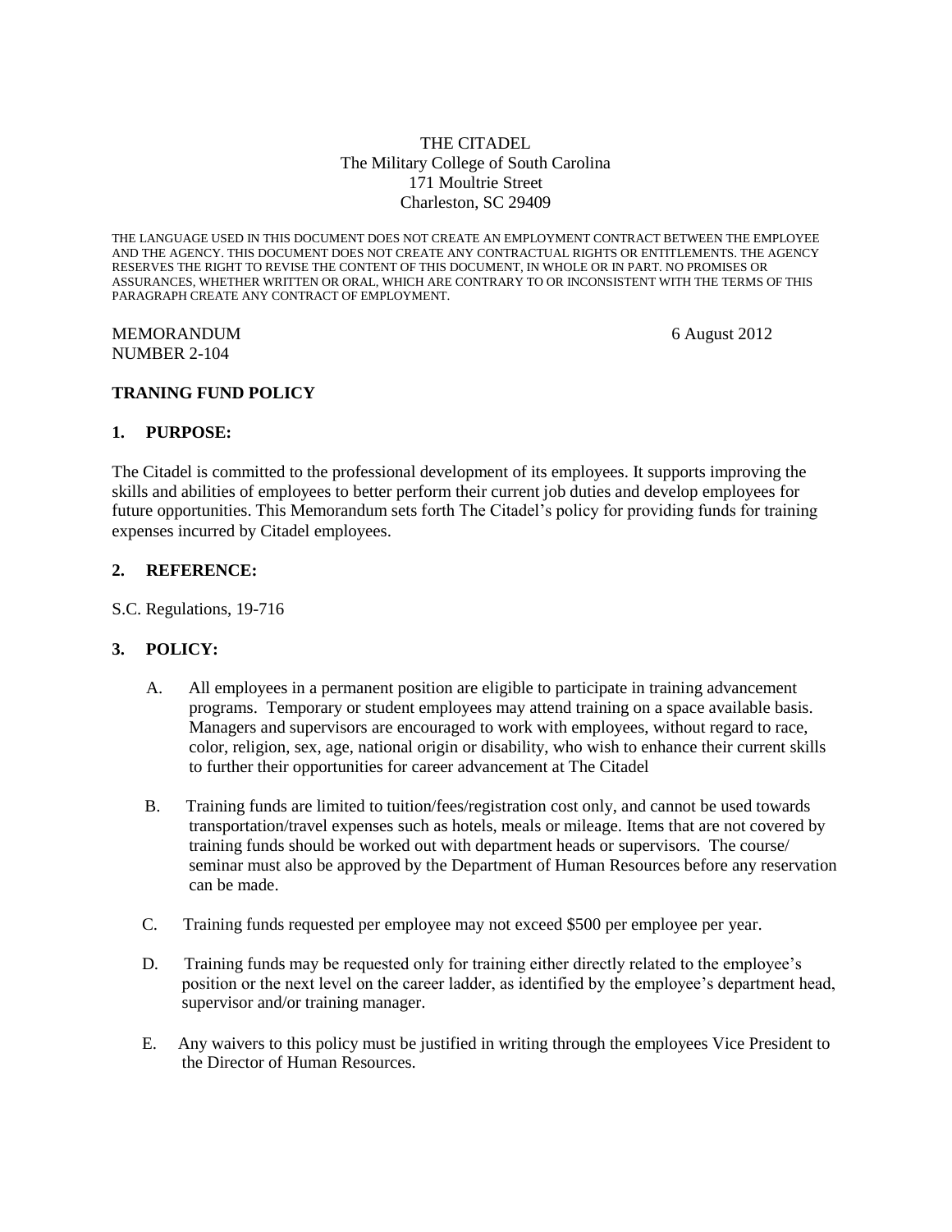THE CITADEL
The Military College of South Carolina
171 Moultrie Street
Charleston, SC 29409

THE LANGUAGE USED IN THIS DOCUMENT DOES NOT CREATE AN EMPLOYMENT CONTRACT BETWEEN THE EMPLOYEE AND THE AGENCY. THIS DOCUMENT DOES NOT CREATE ANY CONTRACTUAL RIGHTS OR ENTITLEMENTS. THE AGENCY RESERVES THE RIGHT TO REVISE THE CONTENT OF THIS DOCUMENT, IN WHOLE OR IN PART. NO PROMISES OR ASSURANCES, WHETHER WRITTEN OR ORAL, WHICH ARE CONTRARY TO OR INCONSISTENT WITH THE TERMS OF THIS PARAGRAPH CREATE ANY CONTRACT OF EMPLOYMENT.

MEMORANDUM
NUMBER 2-104

6 August 2012

**TRANING FUND POLICY**

**1. PURPOSE:**

The Citadel is committed to the professional development of its employees. It supports improving the skills and abilities of employees to better perform their current job duties and develop employees for future opportunities. This Memorandum sets forth The Citadel's policy for providing funds for training expenses incurred by Citadel employees.

**2. REFERENCE:**

S.C. Regulations, 19-716

**3. POLICY:**

A. All employees in a permanent position are eligible to participate in training advancement programs. Temporary or student employees may attend training on a space available basis. Managers and supervisors are encouraged to work with employees, without regard to race, color, religion, sex, age, national origin or disability, who wish to enhance their current skills to further their opportunities for career advancement at The Citadel

B. Training funds are limited to tuition/fees/registration cost only, and cannot be used towards transportation/travel expenses such as hotels, meals or mileage. Items that are not covered by training funds should be worked out with department heads or supervisors. The course/ seminar must also be approved by the Department of Human Resources before any reservation can be made.

C. Training funds requested per employee may not exceed $500 per employee per year.

D. Training funds may be requested only for training either directly related to the employee's position or the next level on the career ladder, as identified by the employee's department head, supervisor and/or training manager.

E. Any waivers to this policy must be justified in writing through the employees Vice President to the Director of Human Resources.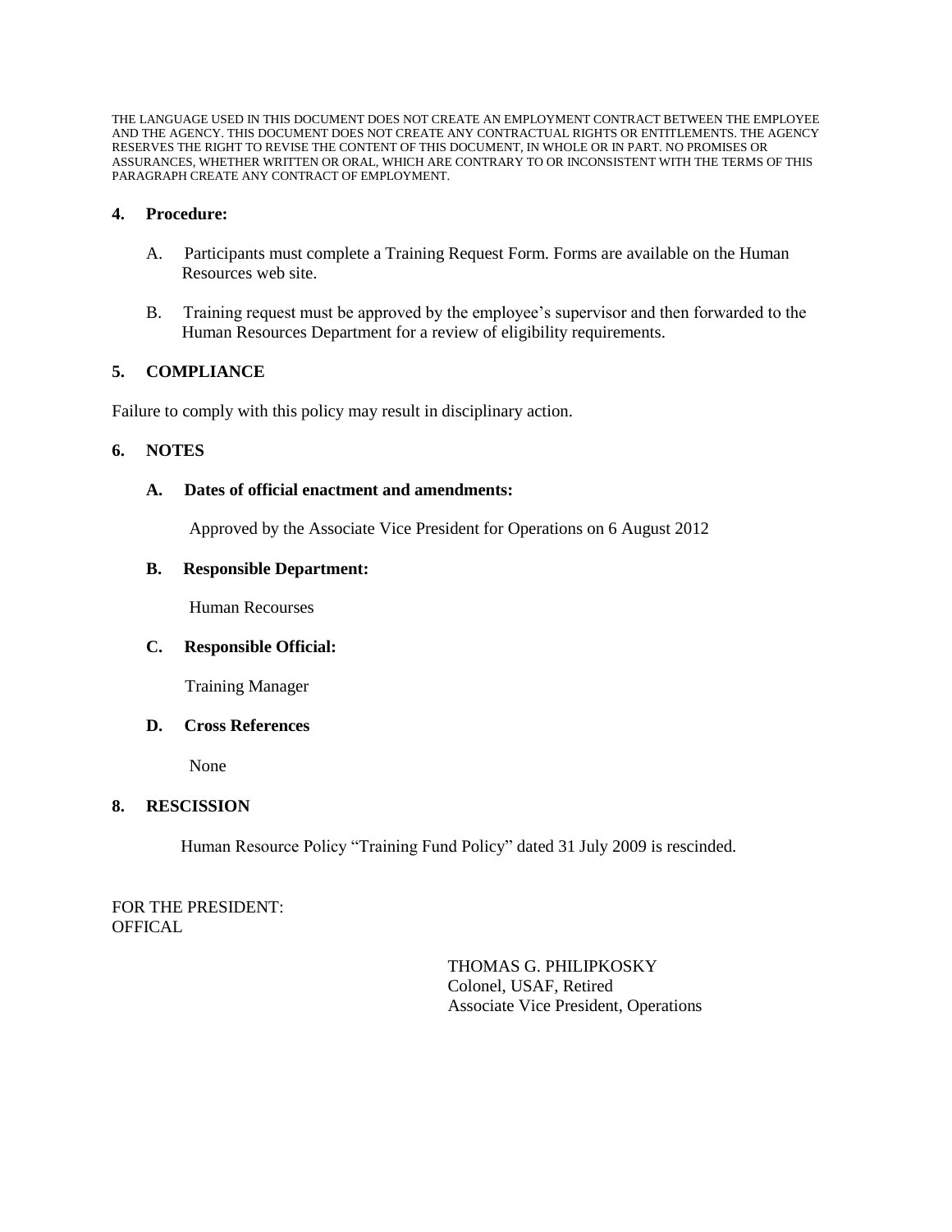THE LANGUAGE USED IN THIS DOCUMENT DOES NOT CREATE AN EMPLOYMENT CONTRACT BETWEEN THE EMPLOYEE AND THE AGENCY. THIS DOCUMENT DOES NOT CREATE ANY CONTRACTUAL RIGHTS OR ENTITLEMENTS. THE AGENCY RESERVES THE RIGHT TO REVISE THE CONTENT OF THIS DOCUMENT, IN WHOLE OR IN PART. NO PROMISES OR ASSURANCES, WHETHER WRITTEN OR ORAL, WHICH ARE CONTRARY TO OR INCONSISTENT WITH THE TERMS OF THIS PARAGRAPH CREATE ANY CONTRACT OF EMPLOYMENT.

**4. Procedure:**

A. Participants must complete a Training Request Form. Forms are available on the Human Resources web site.

B. Training request must be approved by the employee's supervisor and then forwarded to the Human Resources Department for a review of eligibility requirements.

**5. COMPLIANCE**

Failure to comply with this policy may result in disciplinary action.

**6. NOTES**

**A. Dates of official enactment and amendments:**

Approved by the Associate Vice President for Operations on 6 August 2012

**B. Responsible Department:**

Human Recourses

**C. Responsible Official:**

Training Manager

**D. Cross References**

None

**8. RESCISSION**

Human Resource Policy "Training Fund Policy" dated 31 July 2009 is rescinded.

FOR THE PRESIDENT:
OFFICAL

THOMAS G. PHILIPKOSKY
Colonel, USAF, Retired
Associate Vice President, Operations